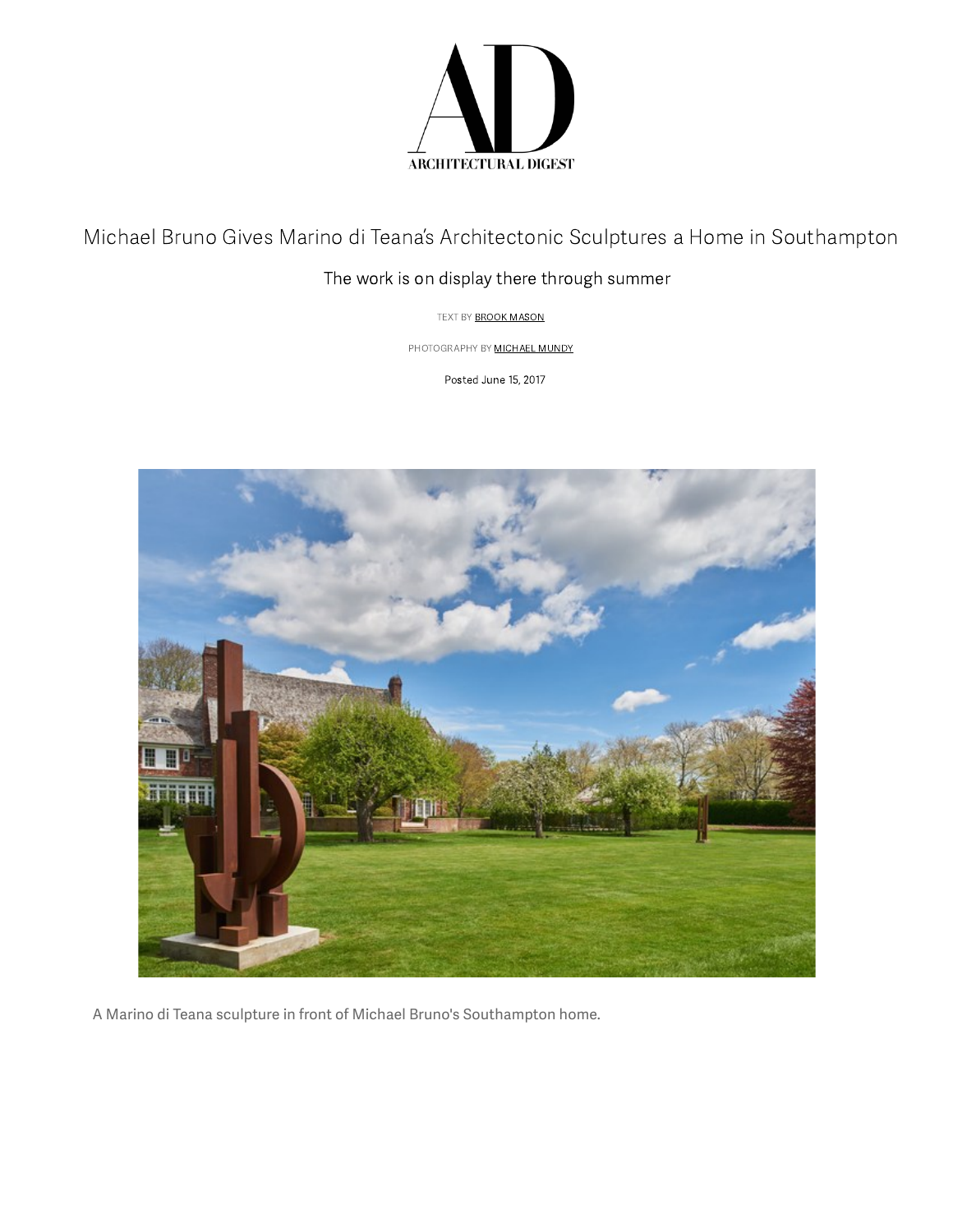# Michael Bruno Gives Marino di Teana's Architectonic Sculptures a Home in Southampton

## The work is on display there through summer

TEXT BY BROOK MASON

PHOTOGRAPHY BY MICHAEL MUNDY

Posted June 15, 2017

A Marino di Teana sculpture in front of Michael Bruno's Southampton home.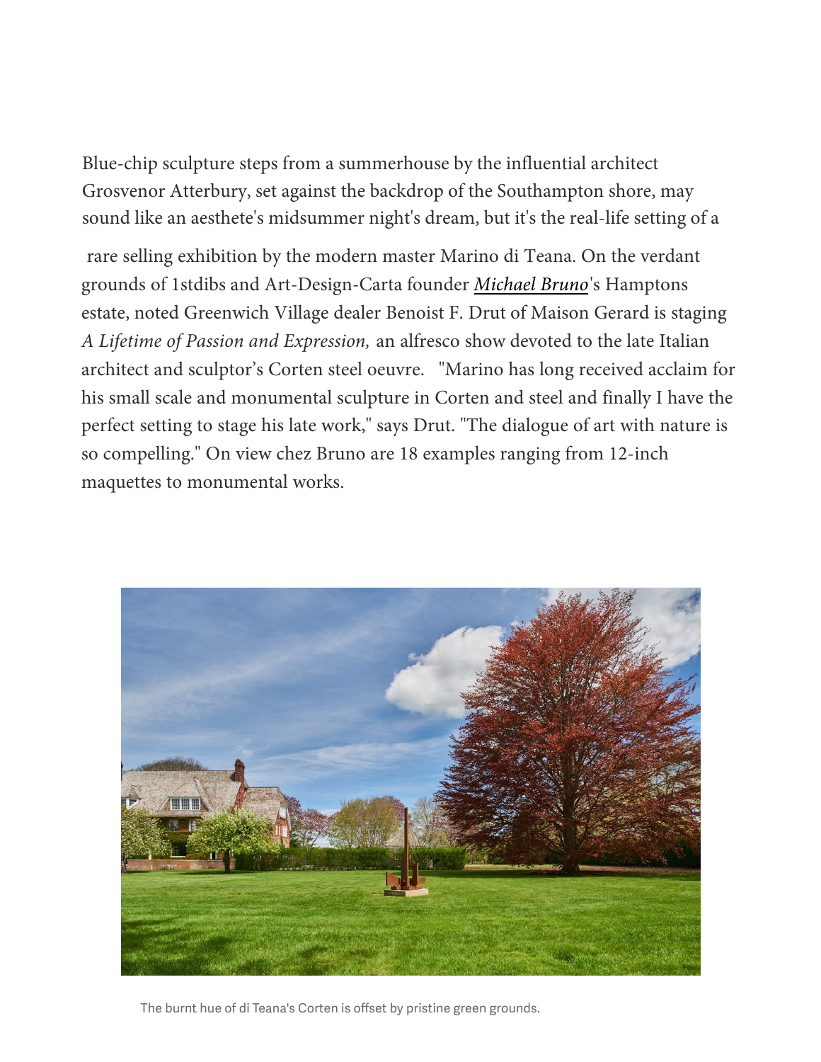Blue-chip sculpture steps from a summerhouse by the influential architect Grosvenor Atterbury, set against the backdrop of the Southampton shore, may sound like an aesthete's midsummer night's dream, but it's the real-life setting of a rare selling exhibition by the modern master Marino di Teana. On the verdant grounds of 1stdibs and Art-Design-Carta founder *Michael Bruno*'s Hamptons estate, noted Greenwich Village dealer Benoist F. Drut of Maison Gerard is staging *A Lifetime of Passion and Expression,* an alfresco show devoted to the late Italian architect and sculptor's Corten steel oeuvre. "Marino has long received acclaim for his small scale and monumental sculpture in Corten and steel and finally I have the perfect setting to stage his late work," says Drut. "The dialogue of art with nature is so compelling." On view chez Bruno are 18 examples ranging from 12-inch maquettes to monumental works.

The burnt hue of di Teana's Corten is offset by pristine green grounds.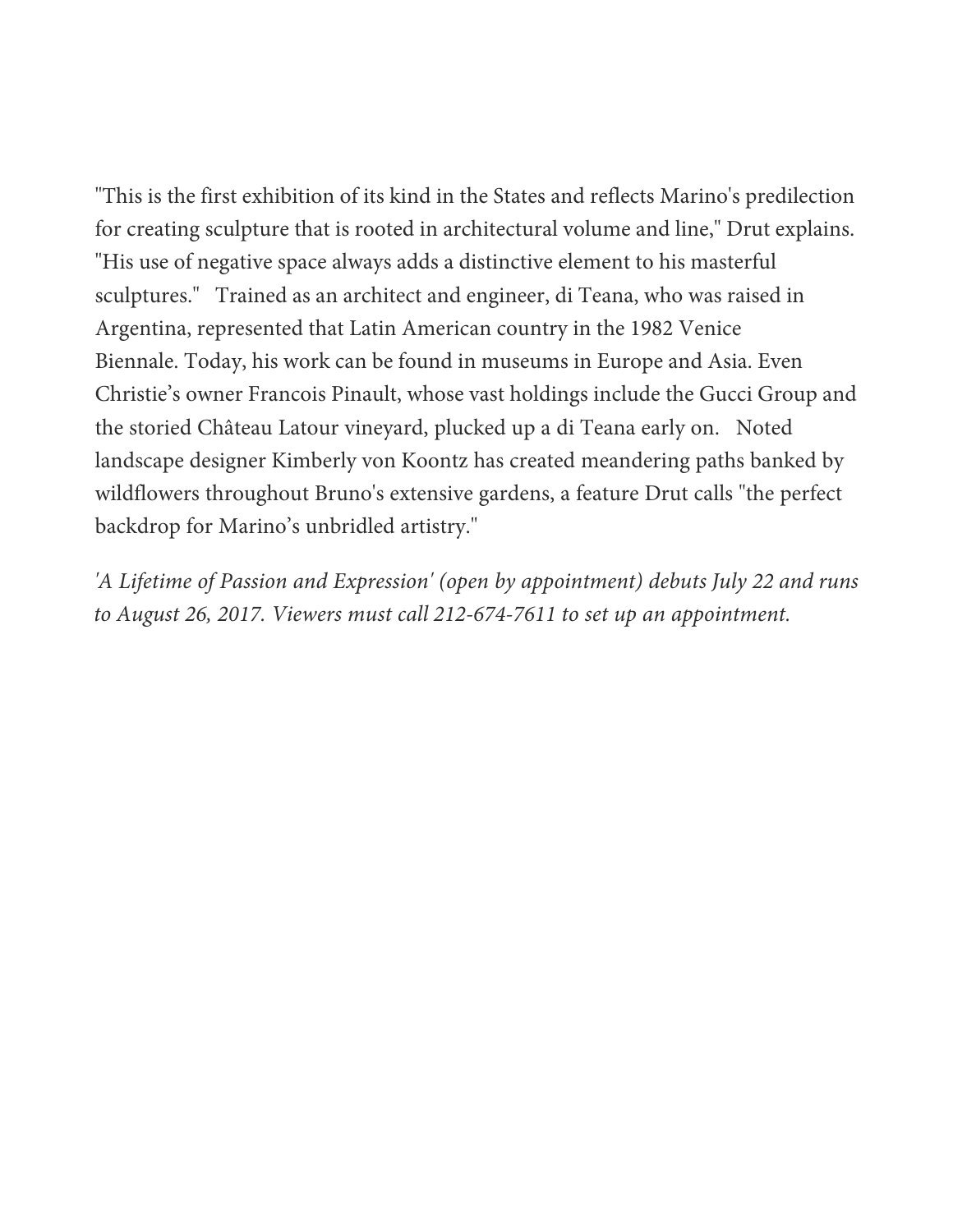"This is the first exhibition of its kind in the States and reflects Marino's predilection for creating sculpture that is rooted in architectural volume and line," Drut explains. "His use of negative space always adds a distinctive element to his masterful sculptures."   Trained as an architect and engineer, di Teana, who was raised in Argentina, represented that Latin American country in the 1982 Venice Biennale. Today, his work can be found in museums in Europe and Asia. Even Christie's owner Francois Pinault, whose vast holdings include the Gucci Group and the storied Château Latour vineyard, plucked up a di Teana early on.   Noted landscape designer Kimberly von Koontz has created meandering paths banked by wildflowers throughout Bruno's extensive gardens, a feature Drut calls "the perfect backdrop for Marino's unbridled artistry."

*'A Lifetime of Passion and Expression' (open by appointment) debuts July 22 and runs to August 26, 2017. Viewers must call 212-674-7611 to set up an appointment.*